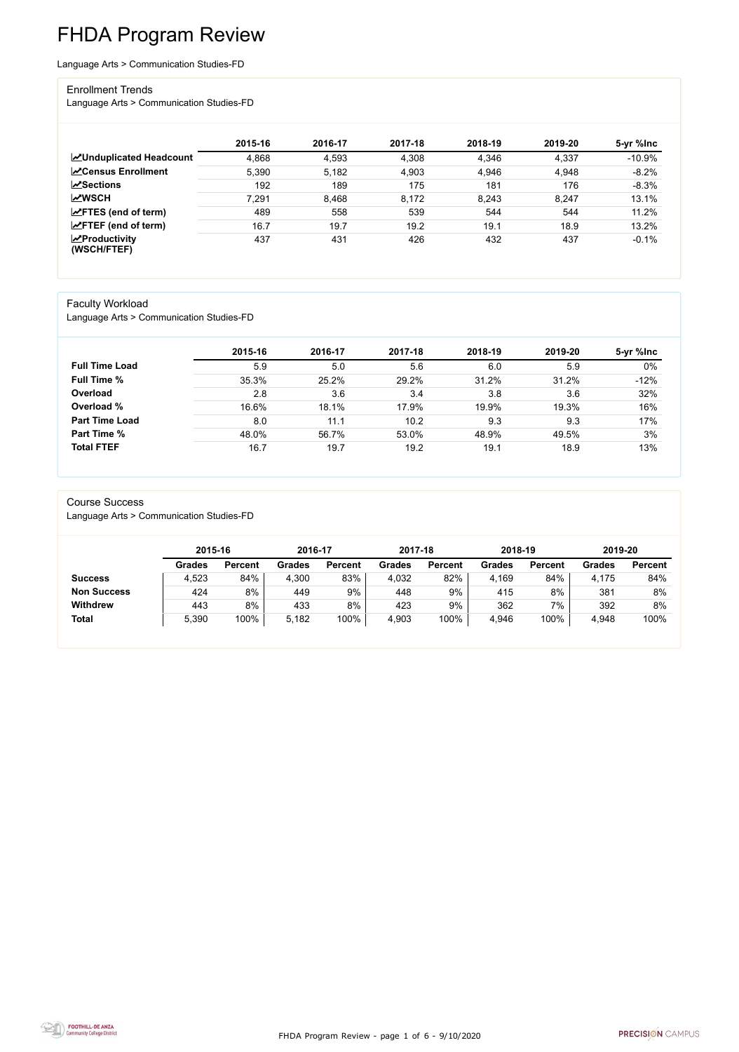# FHDA Program Review

Language Arts > Communication Studies-FD

## Enrollment Trends

Language Arts > Communication Studies-FD

| | 2015-16 | 2016-17 | 2017-18 | 2018-19 | 2019-20 | 5-yr %Inc |
|---|---|---|---|---|---|---|
| **Unduplicated Headcount** | 4,868 | 4,593 | 4,308 | 4,346 | 4,337 | -10.9% |
| **Census Enrollment** | 5,390 | 5,182 | 4,903 | 4,946 | 4,948 | -8.2% |
| **Sections** | 192 | 189 | 175 | 181 | 176 | -8.3% |
| **WSCH** | 7,291 | 8,468 | 8,172 | 8,243 | 8,247 | 13.1% |
| **FTES (end of term)** | 489 | 558 | 539 | 544 | 544 | 11.2% |
| **FTEF (end of term)** | 16.7 | 19.7 | 19.2 | 19.1 | 18.9 | 13.2% |
| **Productivity (WSCH/FTEF)** | 437 | 431 | 426 | 432 | 437 | -0.1% |

## Faculty Workload

Language Arts > Communication Studies-FD

| | 2015-16 | 2016-17 | 2017-18 | 2018-19 | 2019-20 | 5-yr %Inc |
|---|---|---|---|---|---|---|
| **Full Time Load** | 5.9 | 5.0 | 5.6 | 6.0 | 5.9 | 0% |
| **Full Time %** | 35.3% | 25.2% | 29.2% | 31.2% | 31.2% | -12% |
| **Overload** | 2.8 | 3.6 | 3.4 | 3.8 | 3.6 | 32% |
| **Overload %** | 16.6% | 18.1% | 17.9% | 19.9% | 19.3% | 16% |
| **Part Time Load** | 8.0 | 11.1 | 10.2 | 9.3 | 9.3 | 17% |
| **Part Time %** | 48.0% | 56.7% | 53.0% | 48.9% | 49.5% | 3% |
| **Total FTEF** | 16.7 | 19.7 | 19.2 | 19.1 | 18.9 | 13% |

## Course Success

Language Arts > Communication Studies-FD

| | 2015-16 | | 2016-17 | | 2017-18 | | 2018-19 | | 2019-20 | |
|---|---|---|---|---|---|---|---|---|---|---|
| | **Grades** | **Percent** | **Grades** | **Percent** | **Grades** | **Percent** | **Grades** | **Percent** | **Grades** | **Percent** |
| **Success** | 4,523 | 84% | 4,300 | 83% | 4,032 | 82% | 4,169 | 84% | 4,175 | 84% |
| **Non Success** | 424 | 8% | 449 | 9% | 448 | 9% | 415 | 8% | 381 | 8% |
| **Withdrew** | 443 | 8% | 433 | 8% | 423 | 9% | 362 | 7% | 392 | 8% |
| **Total** | 5,390 | 100% | 5,182 | 100% | 4,903 | 100% | 4,946 | 100% | 4,948 | 100% |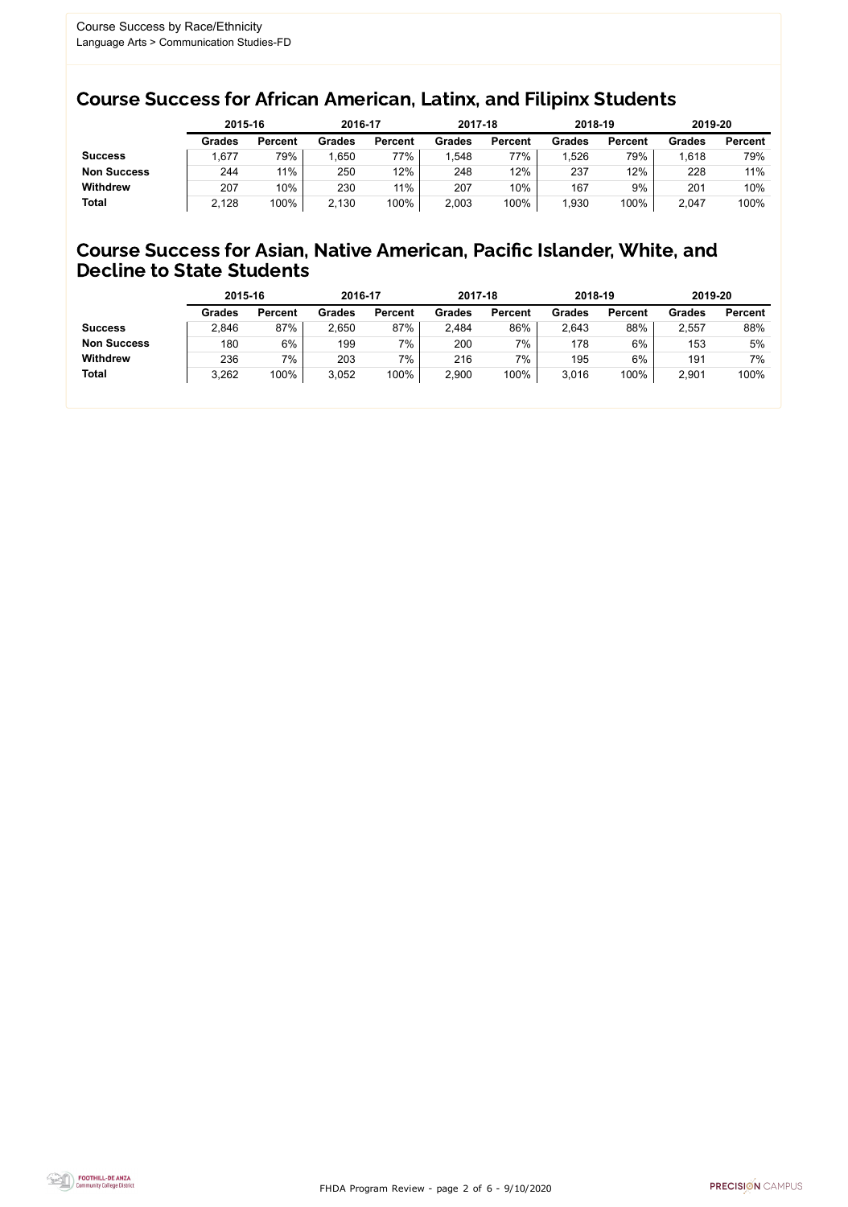Course Success by Race/Ethnicity
Language Arts > Communication Studies-FD

## Course Success for African American, Latinx, and Filipinx Students

| | 2015-16 | | 2016-17 | | 2017-18 | | 2018-19 | | 2019-20 | |
|---|---|---|---|---|---|---|---|---|---|---|
| | Grades | Percent | Grades | Percent | Grades | Percent | Grades | Percent | Grades | Percent |
| **Success** | 1,677 | 79% | 1,650 | 77% | 1,548 | 77% | 1,526 | 79% | 1,618 | 79% |
| **Non Success** | 244 | 11% | 250 | 12% | 248 | 12% | 237 | 12% | 228 | 11% |
| **Withdrew** | 207 | 10% | 230 | 11% | 207 | 10% | 167 | 9% | 201 | 10% |
| **Total** | 2,128 | 100% | 2,130 | 100% | 2,003 | 100% | 1,930 | 100% | 2,047 | 100% |

## Course Success for Asian, Native American, Pacific Islander, White, and Decline to State Students

| | 2015-16 | | 2016-17 | | 2017-18 | | 2018-19 | | 2019-20 | |
|---|---|---|---|---|---|---|---|---|---|---|
| | Grades | Percent | Grades | Percent | Grades | Percent | Grades | Percent | Grades | Percent |
| **Success** | 2,846 | 87% | 2,650 | 87% | 2,484 | 86% | 2,643 | 88% | 2,557 | 88% |
| **Non Success** | 180 | 6% | 199 | 7% | 200 | 7% | 178 | 6% | 153 | 5% |
| **Withdrew** | 236 | 7% | 203 | 7% | 216 | 7% | 195 | 6% | 191 | 7% |
| **Total** | 3,262 | 100% | 3,052 | 100% | 2,900 | 100% | 3,016 | 100% | 2,901 | 100% |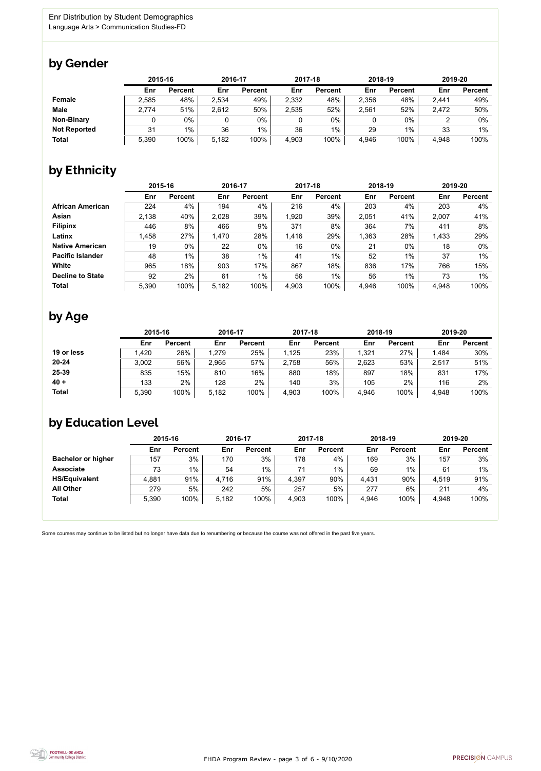Enr Distribution by Student Demographics
Language Arts > Communication Studies-FD

## by Gender

| | 2015-16 | | 2016-17 | | 2017-18 | | 2018-19 | | 2019-20 | |
|---|---|---|---|---|---|---|---|---|---|---|
| | Enr | Percent | Enr | Percent | Enr | Percent | Enr | Percent | Enr | Percent |
| **Female** | 2,585 | 48% | 2,534 | 49% | 2,332 | 48% | 2,356 | 48% | 2,441 | 49% |
| **Male** | 2,774 | 51% | 2,612 | 50% | 2,535 | 52% | 2,561 | 52% | 2,472 | 50% |
| **Non-Binary** | 0 | 0% | 0 | 0% | 0 | 0% | 0 | 0% | 2 | 0% |
| **Not Reported** | 31 | 1% | 36 | 1% | 36 | 1% | 29 | 1% | 33 | 1% |
| **Total** | 5,390 | 100% | 5,182 | 100% | 4,903 | 100% | 4,946 | 100% | 4,948 | 100% |

## by Ethnicity

| | 2015-16 | | 2016-17 | | 2017-18 | | 2018-19 | | 2019-20 | |
|---|---|---|---|---|---|---|---|---|---|---|
| | Enr | Percent | Enr | Percent | Enr | Percent | Enr | Percent | Enr | Percent |
| **African American** | 224 | 4% | 194 | 4% | 216 | 4% | 203 | 4% | 203 | 4% |
| **Asian** | 2,138 | 40% | 2,028 | 39% | 1,920 | 39% | 2,051 | 41% | 2,007 | 41% |
| **Filipinx** | 446 | 8% | 466 | 9% | 371 | 8% | 364 | 7% | 411 | 8% |
| **Latinx** | 1,458 | 27% | 1,470 | 28% | 1,416 | 29% | 1,363 | 28% | 1,433 | 29% |
| **Native American** | 19 | 0% | 22 | 0% | 16 | 0% | 21 | 0% | 18 | 0% |
| **Pacific Islander** | 48 | 1% | 38 | 1% | 41 | 1% | 52 | 1% | 37 | 1% |
| **White** | 965 | 18% | 903 | 17% | 867 | 18% | 836 | 17% | 766 | 15% |
| **Decline to State** | 92 | 2% | 61 | 1% | 56 | 1% | 56 | 1% | 73 | 1% |
| **Total** | 5,390 | 100% | 5,182 | 100% | 4,903 | 100% | 4,946 | 100% | 4,948 | 100% |

## by Age

| | 2015-16 | | 2016-17 | | 2017-18 | | 2018-19 | | 2019-20 | |
|---|---|---|---|---|---|---|---|---|---|---|
| | Enr | Percent | Enr | Percent | Enr | Percent | Enr | Percent | Enr | Percent |
| **19 or less** | 1,420 | 26% | 1,279 | 25% | 1,125 | 23% | 1,321 | 27% | 1,484 | 30% |
| **20-24** | 3,002 | 56% | 2,965 | 57% | 2,758 | 56% | 2,623 | 53% | 2,517 | 51% |
| **25-39** | 835 | 15% | 810 | 16% | 880 | 18% | 897 | 18% | 831 | 17% |
| **40 +** | 133 | 2% | 128 | 2% | 140 | 3% | 105 | 2% | 116 | 2% |
| **Total** | 5,390 | 100% | 5,182 | 100% | 4,903 | 100% | 4,946 | 100% | 4,948 | 100% |

## by Education Level

| | 2015-16 | | 2016-17 | | 2017-18 | | 2018-19 | | 2019-20 | |
|---|---|---|---|---|---|---|---|---|---|---|
| | Enr | Percent | Enr | Percent | Enr | Percent | Enr | Percent | Enr | Percent |
| **Bachelor or higher** | 157 | 3% | 170 | 3% | 178 | 4% | 169 | 3% | 157 | 3% |
| **Associate** | 73 | 1% | 54 | 1% | 71 | 1% | 69 | 1% | 61 | 1% |
| **HS/Equivalent** | 4,881 | 91% | 4,716 | 91% | 4,397 | 90% | 4,431 | 90% | 4,519 | 91% |
| **All Other** | 279 | 5% | 242 | 5% | 257 | 5% | 277 | 6% | 211 | 4% |
| **Total** | 5,390 | 100% | 5,182 | 100% | 4,903 | 100% | 4,946 | 100% | 4,948 | 100% |

Some courses may continue to be listed but no longer have data due to renumbering or because the course was not offered in the past five years.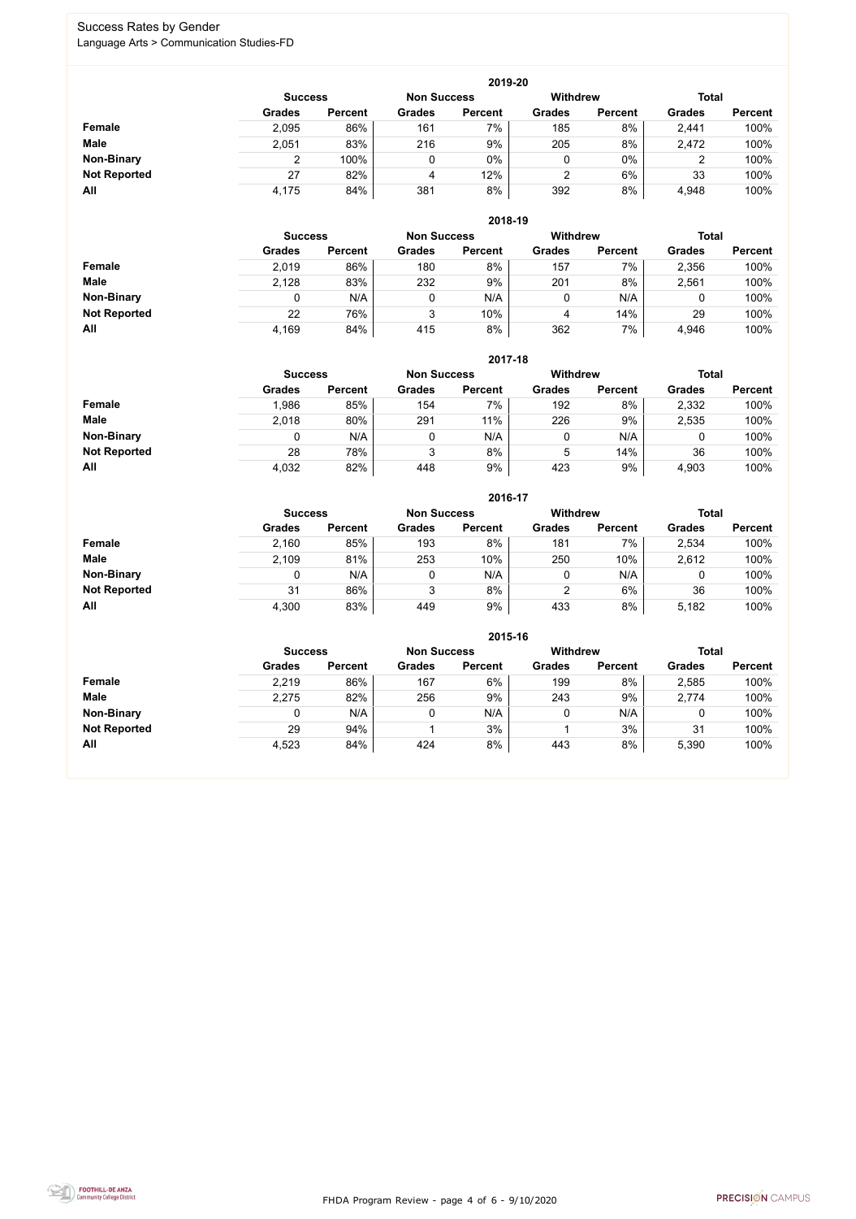# Success Rates by Gender

Language Arts > Communication Studies-FD

| 2019-20 | Success | | Non Success | | Withdrew | | Total | |
|---|---|---|---|---|---|---|---|---|
| | Grades | Percent | Grades | Percent | Grades | Percent | Grades | Percent |
| **Female** | 2,095 | 86% | 161 | 7% | 185 | 8% | 2,441 | 100% |
| **Male** | 2,051 | 83% | 216 | 9% | 205 | 8% | 2,472 | 100% |
| **Non-Binary** | 2 | 100% | 0 | 0% | 0 | 0% | 2 | 100% |
| **Not Reported** | 27 | 82% | 4 | 12% | 2 | 6% | 33 | 100% |
| **All** | 4,175 | 84% | 381 | 8% | 392 | 8% | 4,948 | 100% |

| 2018-19 | Success | | Non Success | | Withdrew | | Total | |
|---|---|---|---|---|---|---|---|---|
| | Grades | Percent | Grades | Percent | Grades | Percent | Grades | Percent |
| **Female** | 2,019 | 86% | 180 | 8% | 157 | 7% | 2,356 | 100% |
| **Male** | 2,128 | 83% | 232 | 9% | 201 | 8% | 2,561 | 100% |
| **Non-Binary** | 0 | N/A | 0 | N/A | 0 | N/A | 0 | 100% |
| **Not Reported** | 22 | 76% | 3 | 10% | 4 | 14% | 29 | 100% |
| **All** | 4,169 | 84% | 415 | 8% | 362 | 7% | 4,946 | 100% |

| 2017-18 | Success | | Non Success | | Withdrew | | Total | |
|---|---|---|---|---|---|---|---|---|
| | Grades | Percent | Grades | Percent | Grades | Percent | Grades | Percent |
| **Female** | 1,986 | 85% | 154 | 7% | 192 | 8% | 2,332 | 100% |
| **Male** | 2,018 | 80% | 291 | 11% | 226 | 9% | 2,535 | 100% |
| **Non-Binary** | 0 | N/A | 0 | N/A | 0 | N/A | 0 | 100% |
| **Not Reported** | 28 | 78% | 3 | 8% | 5 | 14% | 36 | 100% |
| **All** | 4,032 | 82% | 448 | 9% | 423 | 9% | 4,903 | 100% |

| 2016-17 | Success | | Non Success | | Withdrew | | Total | |
|---|---|---|---|---|---|---|---|---|
| | Grades | Percent | Grades | Percent | Grades | Percent | Grades | Percent |
| **Female** | 2,160 | 85% | 193 | 8% | 181 | 7% | 2,534 | 100% |
| **Male** | 2,109 | 81% | 253 | 10% | 250 | 10% | 2,612 | 100% |
| **Non-Binary** | 0 | N/A | 0 | N/A | 0 | N/A | 0 | 100% |
| **Not Reported** | 31 | 86% | 3 | 8% | 2 | 6% | 36 | 100% |
| **All** | 4,300 | 83% | 449 | 9% | 433 | 8% | 5,182 | 100% |

| 2015-16 | Success | | Non Success | | Withdrew | | Total | |
|---|---|---|---|---|---|---|---|---|
| | Grades | Percent | Grades | Percent | Grades | Percent | Grades | Percent |
| **Female** | 2,219 | 86% | 167 | 6% | 199 | 8% | 2,585 | 100% |
| **Male** | 2,275 | 82% | 256 | 9% | 243 | 9% | 2,774 | 100% |
| **Non-Binary** | 0 | N/A | 0 | N/A | 0 | N/A | 0 | 100% |
| **Not Reported** | 29 | 94% | 1 | 3% | 1 | 3% | 31 | 100% |
| **All** | 4,523 | 84% | 424 | 8% | 443 | 8% | 5,390 | 100% |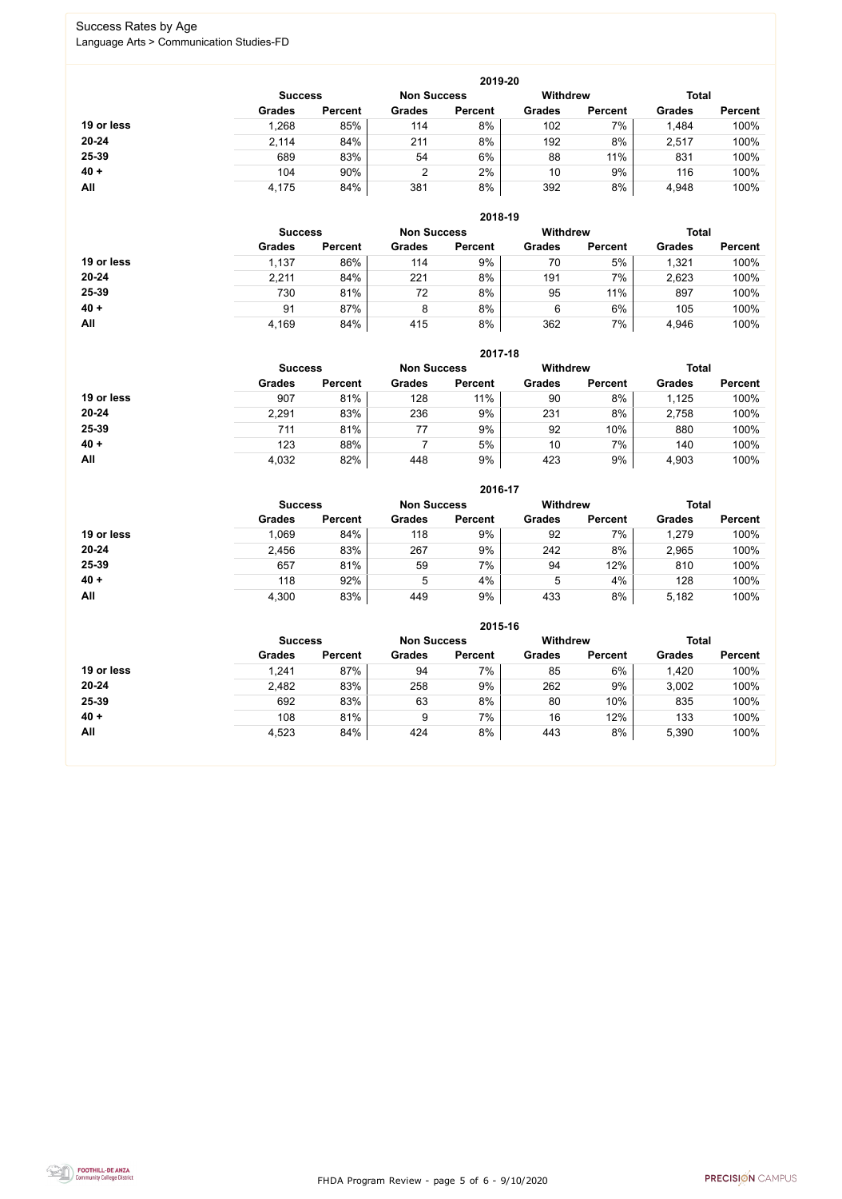## Success Rates by Age

Language Arts > Communication Studies-FD

### 2019-20

| | Success | | Non Success | | Withdrew | | Total | |
|---|---|---|---|---|---|---|---|---|
| | Grades | Percent | Grades | Percent | Grades | Percent | Grades | Percent |
| **19 or less** | 1,268 | 85% | 114 | 8% | 102 | 7% | 1,484 | 100% |
| **20-24** | 2,114 | 84% | 211 | 8% | 192 | 8% | 2,517 | 100% |
| **25-39** | 689 | 83% | 54 | 6% | 88 | 11% | 831 | 100% |
| **40 +** | 104 | 90% | 2 | 2% | 10 | 9% | 116 | 100% |
| **All** | 4,175 | 84% | 381 | 8% | 392 | 8% | 4,948 | 100% |

### 2018-19

| | Success | | Non Success | | Withdrew | | Total | |
|---|---|---|---|---|---|---|---|---|
| | Grades | Percent | Grades | Percent | Grades | Percent | Grades | Percent |
| **19 or less** | 1,137 | 86% | 114 | 9% | 70 | 5% | 1,321 | 100% |
| **20-24** | 2,211 | 84% | 221 | 8% | 191 | 7% | 2,623 | 100% |
| **25-39** | 730 | 81% | 72 | 8% | 95 | 11% | 897 | 100% |
| **40 +** | 91 | 87% | 8 | 8% | 6 | 6% | 105 | 100% |
| **All** | 4,169 | 84% | 415 | 8% | 362 | 7% | 4,946 | 100% |

### 2017-18

| | Success | | Non Success | | Withdrew | | Total | |
|---|---|---|---|---|---|---|---|---|
| | Grades | Percent | Grades | Percent | Grades | Percent | Grades | Percent |
| **19 or less** | 907 | 81% | 128 | 11% | 90 | 8% | 1,125 | 100% |
| **20-24** | 2,291 | 83% | 236 | 9% | 231 | 8% | 2,758 | 100% |
| **25-39** | 711 | 81% | 77 | 9% | 92 | 10% | 880 | 100% |
| **40 +** | 123 | 88% | 7 | 5% | 10 | 7% | 140 | 100% |
| **All** | 4,032 | 82% | 448 | 9% | 423 | 9% | 4,903 | 100% |

### 2016-17

| | Success | | Non Success | | Withdrew | | Total | |
|---|---|---|---|---|---|---|---|---|
| | Grades | Percent | Grades | Percent | Grades | Percent | Grades | Percent |
| **19 or less** | 1,069 | 84% | 118 | 9% | 92 | 7% | 1,279 | 100% |
| **20-24** | 2,456 | 83% | 267 | 9% | 242 | 8% | 2,965 | 100% |
| **25-39** | 657 | 81% | 59 | 7% | 94 | 12% | 810 | 100% |
| **40 +** | 118 | 92% | 5 | 4% | 5 | 4% | 128 | 100% |
| **All** | 4,300 | 83% | 449 | 9% | 433 | 8% | 5,182 | 100% |

### 2015-16

| | Success | | Non Success | | Withdrew | | Total | |
|---|---|---|---|---|---|---|---|---|
| | Grades | Percent | Grades | Percent | Grades | Percent | Grades | Percent |
| **19 or less** | 1,241 | 87% | 94 | 7% | 85 | 6% | 1,420 | 100% |
| **20-24** | 2,482 | 83% | 258 | 9% | 262 | 9% | 3,002 | 100% |
| **25-39** | 692 | 83% | 63 | 8% | 80 | 10% | 835 | 100% |
| **40 +** | 108 | 81% | 9 | 7% | 16 | 12% | 133 | 100% |
| **All** | 4,523 | 84% | 424 | 8% | 443 | 8% | 5,390 | 100% |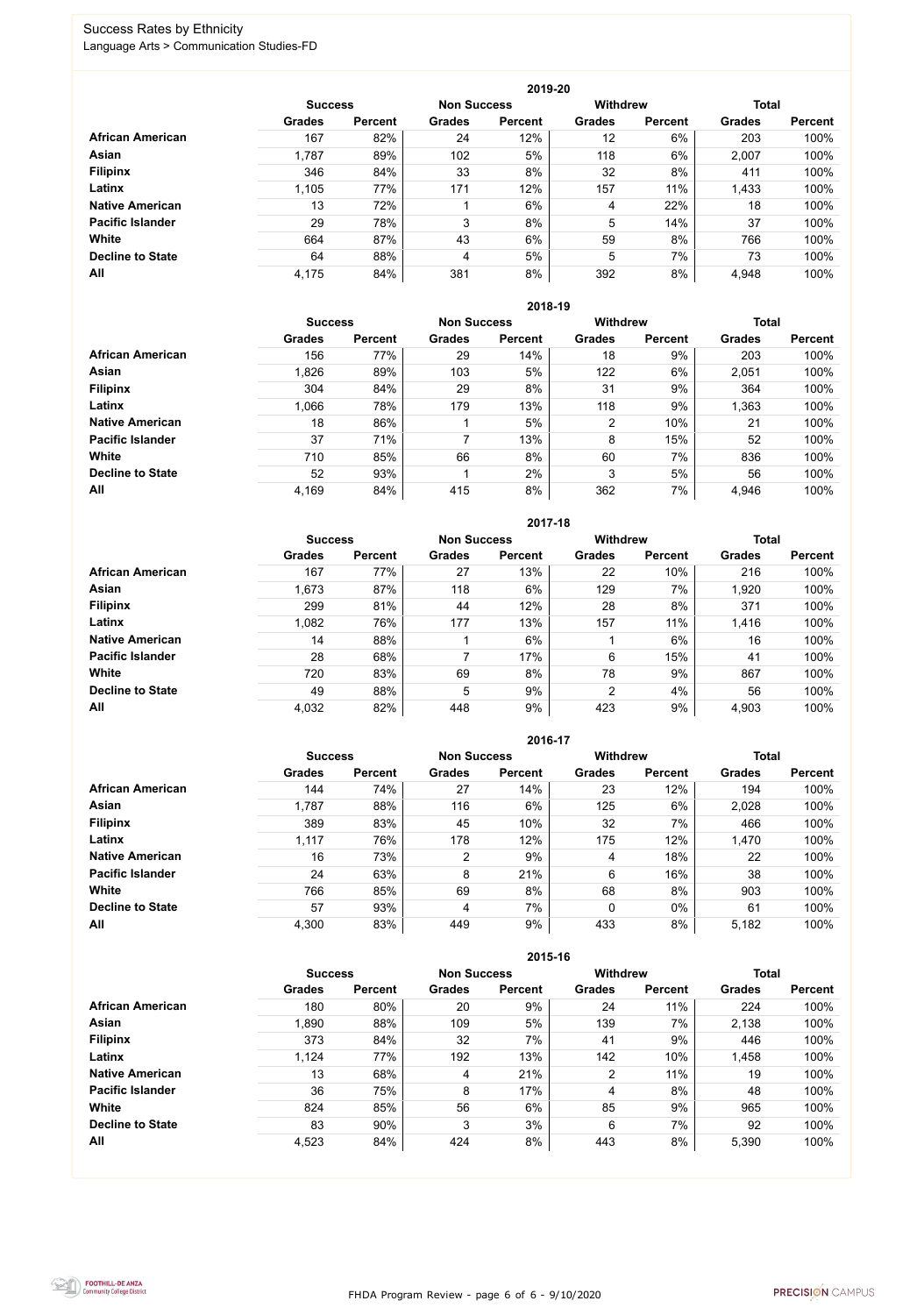# Success Rates by Ethnicity

Language Arts > Communication Studies-FD

## 2019-20

| | Success | | Non Success | | Withdrew | | Total | |
|---|---|---|---|---|---|---|---|---|
| | Grades | Percent | Grades | Percent | Grades | Percent | Grades | Percent |
| **African American** | 167 | 82% | 24 | 12% | 12 | 6% | 203 | 100% |
| **Asian** | 1,787 | 89% | 102 | 5% | 118 | 6% | 2,007 | 100% |
| **Filipinx** | 346 | 84% | 33 | 8% | 32 | 8% | 411 | 100% |
| **Latinx** | 1,105 | 77% | 171 | 12% | 157 | 11% | 1,433 | 100% |
| **Native American** | 13 | 72% | 1 | 6% | 4 | 22% | 18 | 100% |
| **Pacific Islander** | 29 | 78% | 3 | 8% | 5 | 14% | 37 | 100% |
| **White** | 664 | 87% | 43 | 6% | 59 | 8% | 766 | 100% |
| **Decline to State** | 64 | 88% | 4 | 5% | 5 | 7% | 73 | 100% |
| **All** | 4,175 | 84% | 381 | 8% | 392 | 8% | 4,948 | 100% |

## 2018-19

| | Success | | Non Success | | Withdrew | | Total | |
|---|---|---|---|---|---|---|---|---|
| | Grades | Percent | Grades | Percent | Grades | Percent | Grades | Percent |
| **African American** | 156 | 77% | 29 | 14% | 18 | 9% | 203 | 100% |
| **Asian** | 1,826 | 89% | 103 | 5% | 122 | 6% | 2,051 | 100% |
| **Filipinx** | 304 | 84% | 29 | 8% | 31 | 9% | 364 | 100% |
| **Latinx** | 1,066 | 78% | 179 | 13% | 118 | 9% | 1,363 | 100% |
| **Native American** | 18 | 86% | 1 | 5% | 2 | 10% | 21 | 100% |
| **Pacific Islander** | 37 | 71% | 7 | 13% | 8 | 15% | 52 | 100% |
| **White** | 710 | 85% | 66 | 8% | 60 | 7% | 836 | 100% |
| **Decline to State** | 52 | 93% | 1 | 2% | 3 | 5% | 56 | 100% |
| **All** | 4,169 | 84% | 415 | 8% | 362 | 7% | 4,946 | 100% |

## 2017-18

| | Success | | Non Success | | Withdrew | | Total | |
|---|---|---|---|---|---|---|---|---|
| | Grades | Percent | Grades | Percent | Grades | Percent | Grades | Percent |
| **African American** | 167 | 77% | 27 | 13% | 22 | 10% | 216 | 100% |
| **Asian** | 1,673 | 87% | 118 | 6% | 129 | 7% | 1,920 | 100% |
| **Filipinx** | 299 | 81% | 44 | 12% | 28 | 8% | 371 | 100% |
| **Latinx** | 1,082 | 76% | 177 | 13% | 157 | 11% | 1,416 | 100% |
| **Native American** | 14 | 88% | 1 | 6% | 1 | 6% | 16 | 100% |
| **Pacific Islander** | 28 | 68% | 7 | 17% | 6 | 15% | 41 | 100% |
| **White** | 720 | 83% | 69 | 8% | 78 | 9% | 867 | 100% |
| **Decline to State** | 49 | 88% | 5 | 9% | 2 | 4% | 56 | 100% |
| **All** | 4,032 | 82% | 448 | 9% | 423 | 9% | 4,903 | 100% |

## 2016-17

| | Success | | Non Success | | Withdrew | | Total | |
|---|---|---|---|---|---|---|---|---|
| | Grades | Percent | Grades | Percent | Grades | Percent | Grades | Percent |
| **African American** | 144 | 74% | 27 | 14% | 23 | 12% | 194 | 100% |
| **Asian** | 1,787 | 88% | 116 | 6% | 125 | 6% | 2,028 | 100% |
| **Filipinx** | 389 | 83% | 45 | 10% | 32 | 7% | 466 | 100% |
| **Latinx** | 1,117 | 76% | 178 | 12% | 175 | 12% | 1,470 | 100% |
| **Native American** | 16 | 73% | 2 | 9% | 4 | 18% | 22 | 100% |
| **Pacific Islander** | 24 | 63% | 8 | 21% | 6 | 16% | 38 | 100% |
| **White** | 766 | 85% | 69 | 8% | 68 | 8% | 903 | 100% |
| **Decline to State** | 57 | 93% | 4 | 7% | 0 | 0% | 61 | 100% |
| **All** | 4,300 | 83% | 449 | 9% | 433 | 8% | 5,182 | 100% |

## 2015-16

| | Success | | Non Success | | Withdrew | | Total | |
|---|---|---|---|---|---|---|---|---|
| | Grades | Percent | Grades | Percent | Grades | Percent | Grades | Percent |
| **African American** | 180 | 80% | 20 | 9% | 24 | 11% | 224 | 100% |
| **Asian** | 1,890 | 88% | 109 | 5% | 139 | 7% | 2,138 | 100% |
| **Filipinx** | 373 | 84% | 32 | 7% | 41 | 9% | 446 | 100% |
| **Latinx** | 1,124 | 77% | 192 | 13% | 142 | 10% | 1,458 | 100% |
| **Native American** | 13 | 68% | 4 | 21% | 2 | 11% | 19 | 100% |
| **Pacific Islander** | 36 | 75% | 8 | 17% | 4 | 8% | 48 | 100% |
| **White** | 824 | 85% | 56 | 6% | 85 | 9% | 965 | 100% |
| **Decline to State** | 83 | 90% | 3 | 3% | 6 | 7% | 92 | 100% |
| **All** | 4,523 | 84% | 424 | 8% | 443 | 8% | 5,390 | 100% |